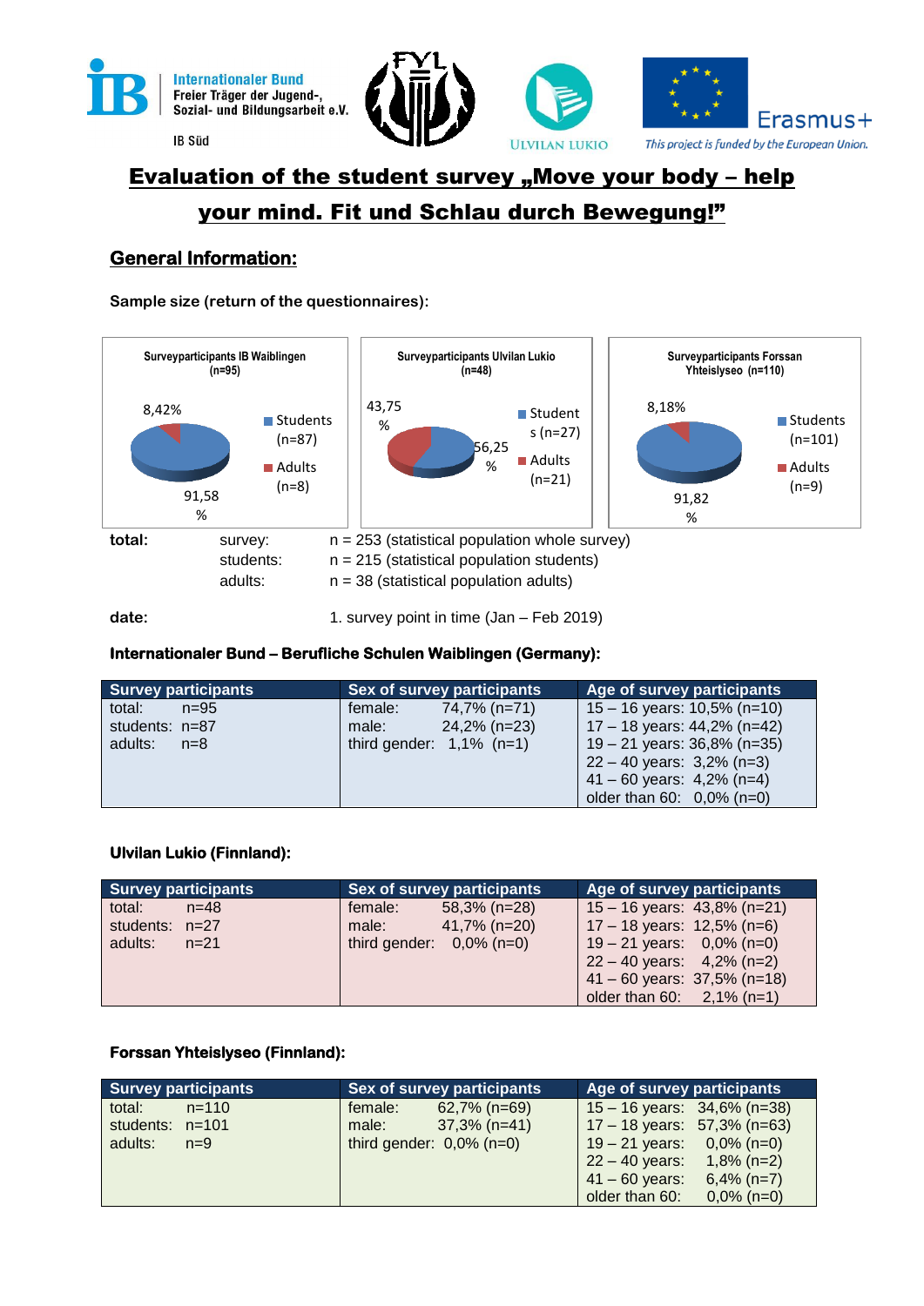Internationaler Bund
Freier Träger der Jugend-, Sozial- und Bildungsarbeit e.V.
IB Süd

ULVILAN LUKIO

Erasmus+
*This project is funded by the European Union.*

# Evaluation of the student survey „Move your body – help your mind. Fit und Schlau durch Bewegung!"

## General Information:

**Sample size (return of the questionnaires):**

Surveyparticipants IB Waiblingen (n=95)
- Students (n=87): 91,58 %
- Adults (n=8): 8,42%

Surveyparticipants Ulvilan Lukio (n=48)
- Students (n=27): 56,25 %
- Adults (n=21): 43,75 %

Surveyparticipants Forssan Yhteislyseo (n=110)
- Students (n=101): 91,82 %
- Adults (n=9): 8,18%

| | | |
|---|---|---|
| **total:** | survey: | n = 253 (statistical population whole survey) |
| | students: | n = 215 (statistical population students) |
| | adults: | n = 38 (statistical population adults) |
| **date:** | | 1. survey point in time (Jan – Feb 2019) |

**Internationaler Bund – Berufliche Schulen Waiblingen (Germany):**

| Survey participants | Sex of survey participants | Age of survey participants |
|---|---|---|
| total: n=95<br>students: n=87<br>adults: n=8 | female: 74,7% (n=71)<br>male: 24,2% (n=23)<br>third gender: 1,1% (n=1) | 15 – 16 years: 10,5% (n=10)<br>17 – 18 years: 44,2% (n=42)<br>19 – 21 years: 36,8% (n=35)<br>22 – 40 years: 3,2% (n=3)<br>41 – 60 years: 4,2% (n=4)<br>older than 60: 0,0% (n=0) |

**Ulvilan Lukio (Finnland):**

| Survey participants | Sex of survey participants | Age of survey participants |
|---|---|---|
| total: n=48<br>students: n=27<br>adults: n=21 | female: 58,3% (n=28)<br>male: 41,7% (n=20)<br>third gender: 0,0% (n=0) | 15 – 16 years: 43,8% (n=21)<br>17 – 18 years: 12,5% (n=6)<br>19 – 21 years: 0,0% (n=0)<br>22 – 40 years: 4,2% (n=2)<br>41 – 60 years: 37,5% (n=18)<br>older than 60: 2,1% (n=1) |

**Forssan Yhteislyseo (Finnland):**

| Survey participants | Sex of survey participants | Age of survey participants |
|---|---|---|
| total: n=110<br>students: n=101<br>adults: n=9 | female: 62,7% (n=69)<br>male: 37,3% (n=41)<br>third gender: 0,0% (n=0) | 15 – 16 years: 34,6% (n=38)<br>17 – 18 years: 57,3% (n=63)<br>19 – 21 years: 0,0% (n=0)<br>22 – 40 years: 1,8% (n=2)<br>41 – 60 years: 6,4% (n=7)<br>older than 60: 0,0% (n=0) |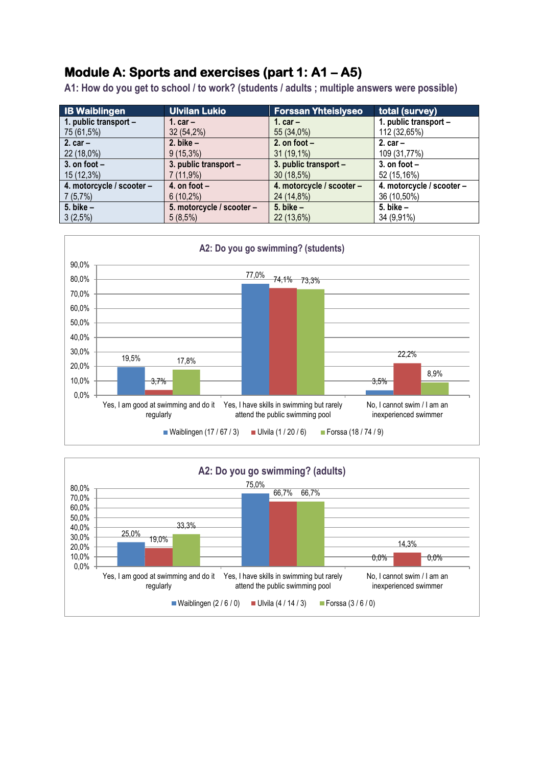# Module A: Sports and exercises (part 1: A1 – A5)

## A1: How do you get to school / to work? (students / adults ; multiple answers were possible)

| IB Waiblingen | Ulvilan Lukio | Forssan Yhteislyseo | total (survey) |
|---|---|---|---|
| 1. public transport – 75 (61,5%) | 1. car – 32 (54,2%) | 1. car – 55 (34,0%) | 1. public transport – 112 (32,65%) |
| 2. car – 22 (18,0%) | 2. bike – 9 (15,3%) | 2. on foot – 31 (19,1%) | 2. car – 109 (31,77%) |
| 3. on foot – 15 (12,3%) | 3. public transport – 7 (11,9%) | 3. public transport – 30 (18,5%) | 3. on foot – 52 (15,16%) |
| 4. motorcycle / scooter – 7 (5,7%) | 4. on foot – 6 (10,2%) | 4. motorcycle / scooter – 24 (14,8%) | 4. motorcycle / scooter – 36 (10,50%) |
| 5. bike – 3 (2,5%) | 5. motorcycle / scooter – 5 (8,5%) | 5. bike – 22 (13,6%) | 5. bike – 34 (9,91%) |

### A2: Do you go swimming? (students)

| | Waiblingen (17 / 67 / 3) | Ulvila (1 / 20 / 6) | Forssa (18 / 74 / 9) |
|---|---|---|---|
| Yes, I am good at swimming and do it regularly | 19,5% | 3,7% | 17,8% |
| Yes, I have skills in swimming but rarely attend the public swimming pool | 77,0% | 74,1% | 73,3% |
| No, I cannot swim / I am an inexperienced swimmer | 3,5% | 22,2% | 8,9% |

### A2: Do you go swimming? (adults)

| | Waiblingen (2 / 6 / 0) | Ulvila (4 / 14 / 3) | Forssa (3 / 6 / 0) |
|---|---|---|---|
| Yes, I am good at swimming and do it regularly | 25,0% | 19,0% | 33,3% |
| Yes, I have skills in swimming but rarely attend the public swimming pool | 75,0% | 66,7% | 66,7% |
| No, I cannot swim / I am an inexperienced swimmer | 0,0% | 14,3% | 0,0% |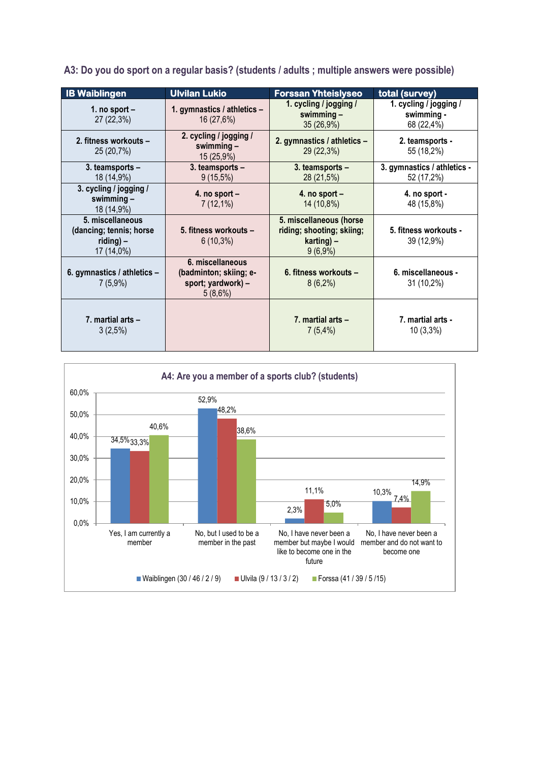**A3: Do you do sport on a regular basis? (students / adults ; multiple answers were possible)**

| IB Waiblingen | Ulvilan Lukio | Forssan Yhteislyseo | total (survey) |
|---|---|---|---|
| 1. no sport – 27 (22,3%) | 1. gymnastics / athletics – 16 (27,6%) | 1. cycling / jogging / swimming – 35 (26,9%) | 1. cycling / jogging / swimming - 68 (22,4%) |
| 2. fitness workouts – 25 (20,7%) | 2. cycling / jogging / swimming – 15 (25,9%) | 2. gymnastics / athletics – 29 (22,3%) | 2. teamsports - 55 (18,2%) |
| 3. teamsports – 18 (14,9%) | 3. teamsports – 9 (15,5%) | 3. teamsports – 28 (21,5%) | 3. gymnastics / athletics - 52 (17,2%) |
| 3. cycling / jogging / swimming – 18 (14,9%) | 4. no sport – 7 (12,1%) | 4. no sport – 14 (10,8%) | 4. no sport - 48 (15,8%) |
| 5. miscellaneous (dancing; tennis; horse riding) – 17 (14,0%) | 5. fitness workouts – 6 (10,3%) | 5. miscellaneous (horse riding; shooting; skiing; karting) – 9 (6,9%) | 5. fitness workouts - 39 (12,9%) |
| 6. gymnastics / athletics – 7 (5,9%) | 6. miscellaneous (badminton; skiing; e-sport; yardwork) – 5 (8,6%) | 6. fitness workouts – 8 (6,2%) | 6. miscellaneous - 31 (10,2%) |
| 7. martial arts – 3 (2,5%) | | 7. martial arts – 7 (5,4%) | 7. martial arts - 10 (3,3%) |

**A4: Are you a member of a sports club? (students)**

| | Waiblingen (30 / 46 / 2 / 9) | Ulvila (9 / 13 / 3 / 2) | Forssa (41 / 39 / 5 /15) |
|---|---|---|---|
| Yes, I am currently a member | 34,5% | 33,3% | 40,6% |
| No, but I used to be a member in the past | 52,9% | 48,2% | 38,6% |
| No, I have never been a member but maybe I would like to become one in the future | 2,3% | 11,1% | 5,0% |
| No, I have never been a member and do not want to become one | 10,3% | 7,4% | 14,9% |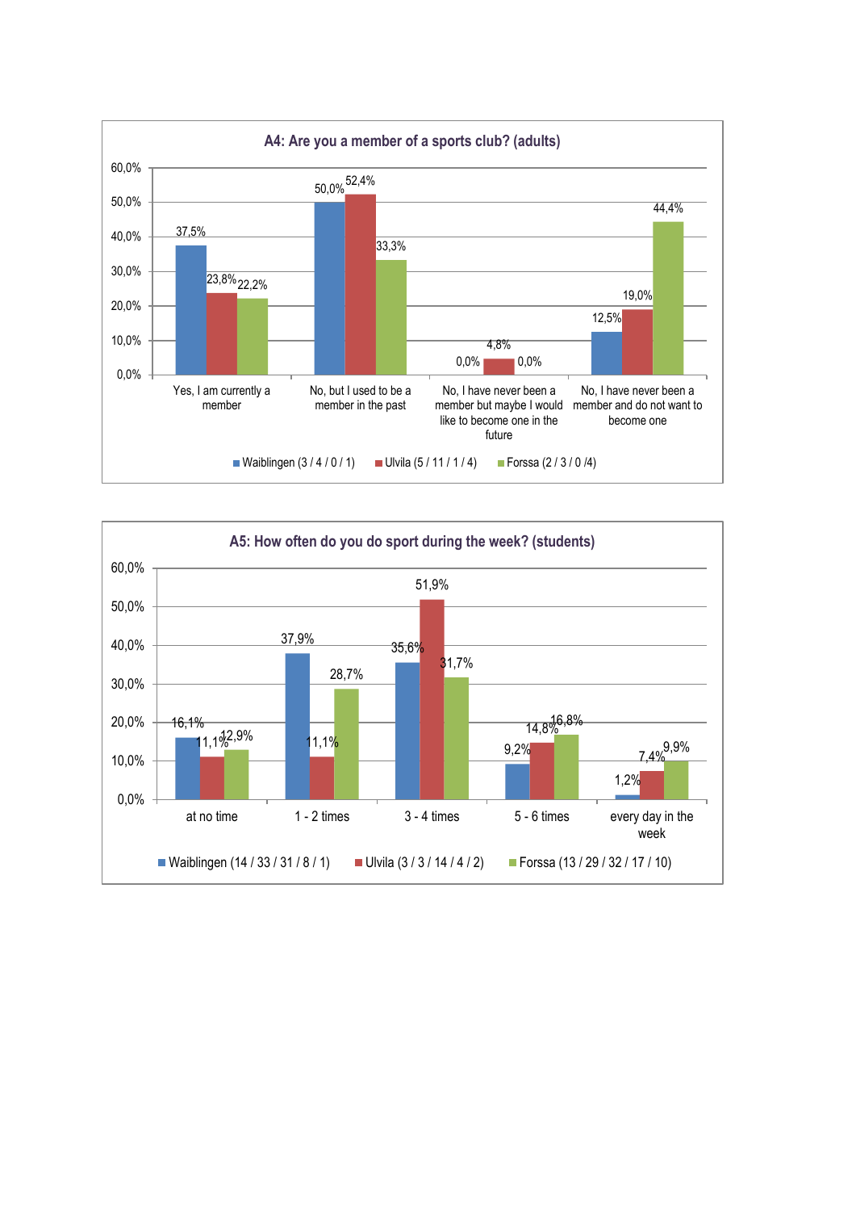**A4: Are you a member of a sports club? (adults)**

| | Waiblingen (3 / 4 / 0 / 1) | Ulvila (5 / 11 / 1 / 4) | Forssa (2 / 3 / 0 /4) |
|---|---|---|---|
| Yes, I am currently a member | 37,5% | 23,8% | 22,2% |
| No, but I used to be a member in the past | 50,0% | 52,4% | 33,3% |
| No, I have never been a member but maybe I would like to become one in the future | 0,0% | 4,8% | 0,0% |
| No, I have never been a member and do not want to become one | 12,5% | 19,0% | 44,4% |

**A5: How often do you do sport during the week? (students)**

| | Waiblingen (14 / 33 / 31 / 8 / 1) | Ulvila (3 / 3 / 14 / 4 / 2) | Forssa (13 / 29 / 32 / 17 / 10) |
|---|---|---|---|
| at no time | 16,1% | 11,1% | 12,9% |
| 1 - 2 times | 37,9% | 11,1% | 28,7% |
| 3 - 4 times | 35,6% | 51,9% | 31,7% |
| 5 - 6 times | 9,2% | 14,8% | 16,8% |
| every day in the week | 1,2% | 7,4% | 9,9% |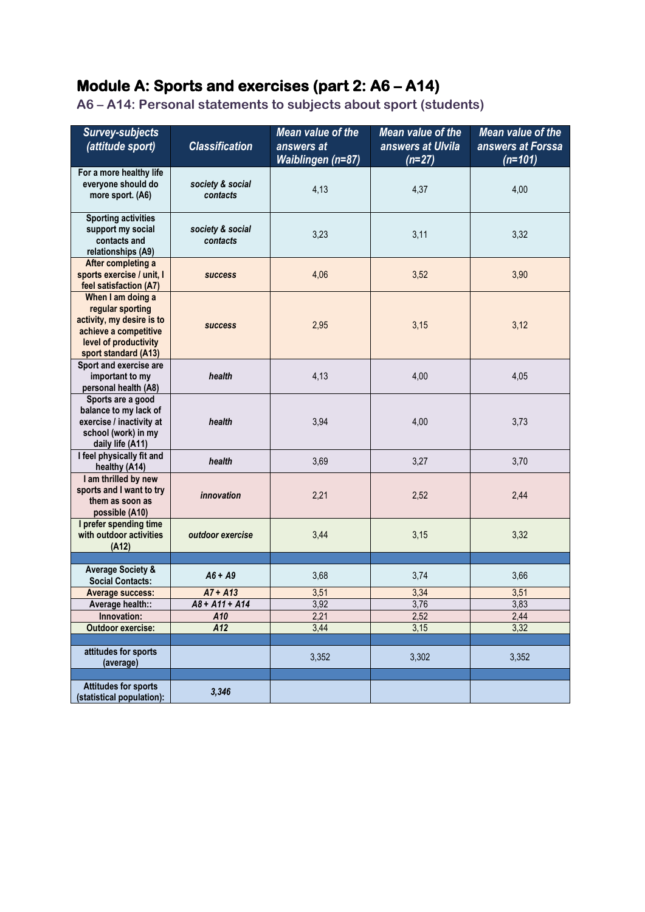# Module A: Sports and exercises (part 2: A6 – A14)

## A6 – A14: Personal statements to subjects about sport (students)

| *Survey-subjects (attitude sport)* | *Classification* | *Mean value of the answers at Waiblingen (n=87)* | *Mean value of the answers at Ulvila (n=27)* | *Mean value of the answers at Forssa (n=101)* |
|---|---|---|---|---|
| **For a more healthy life everyone should do more sport. (A6)** | ***society & social contacts*** | 4,13 | 4,37 | 4,00 |
| **Sporting activities support my social contacts and relationships (A9)** | ***society & social contacts*** | 3,23 | 3,11 | 3,32 |
| **After completing a sports exercise / unit, I feel satisfaction (A7)** | ***success*** | 4,06 | 3,52 | 3,90 |
| **When I am doing a regular sporting activity, my desire is to achieve a competitive level of productivity sport standard (A13)** | ***success*** | 2,95 | 3,15 | 3,12 |
| **Sport and exercise are important to my personal health (A8)** | ***health*** | 4,13 | 4,00 | 4,05 |
| **Sports are a good balance to my lack of exercise / inactivity at school (work) in my daily life (A11)** | ***health*** | 3,94 | 4,00 | 3,73 |
| **I feel physically fit and healthy (A14)** | ***health*** | 3,69 | 3,27 | 3,70 |
| **I am thrilled by new sports and I want to try them as soon as possible (A10)** | ***innovation*** | 2,21 | 2,52 | 2,44 |
| **I prefer spending time with outdoor activities (A12)** | ***outdoor exercise*** | 3,44 | 3,15 | 3,32 |
| | | | | |
| **Average Society & Social Contacts:** | ***A6 + A9*** | 3,68 | 3,74 | 3,66 |
| **Average success:** | ***A7 + A13*** | 3,51 | 3,34 | 3,51 |
| **Average health::** | ***A8 + A11 + A14*** | 3,92 | 3,76 | 3,83 |
| **Innovation:** | ***A10*** | 2,21 | 2,52 | 2,44 |
| **Outdoor exercise:** | ***A12*** | 3,44 | 3,15 | 3,32 |
| | | | | |
| **attitudes for sports (average)** | | 3,352 | 3,302 | 3,352 |
| | | | | |
| **Attitudes for sports (statistical population):** | ***3,346*** | | | |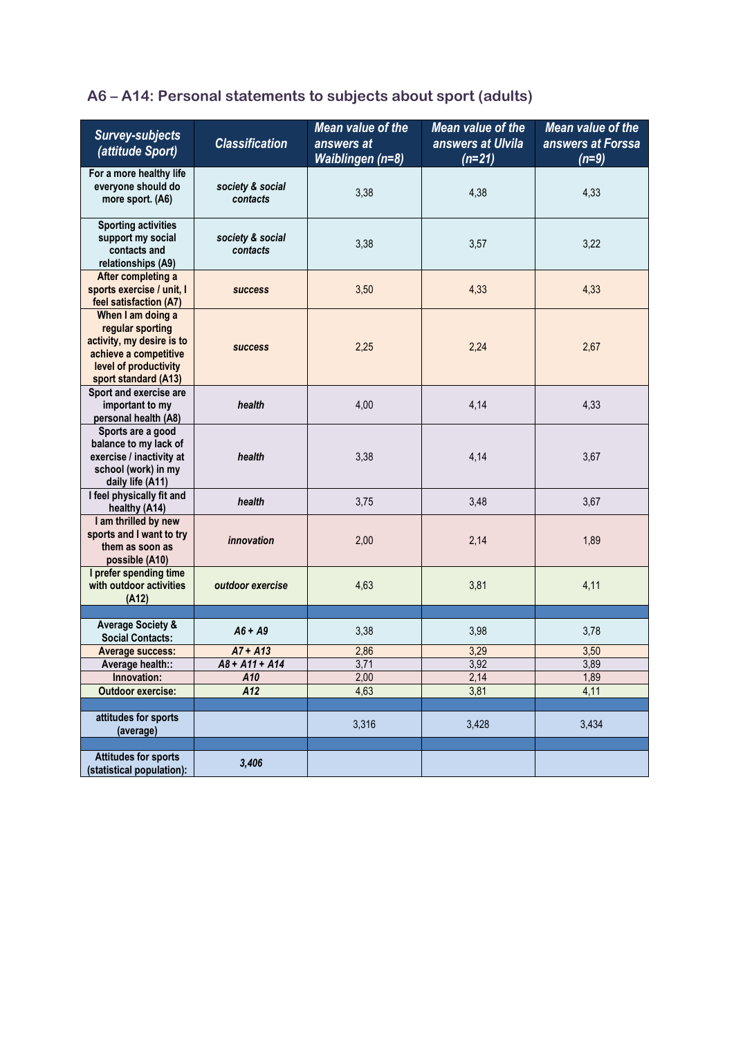## A6 – A14: Personal statements to subjects about sport (adults)

| *Survey-subjects (attitude Sport)* | *Classification* | *Mean value of the answers at Waiblingen (n=8)* | *Mean value of the answers at Ulvila (n=21)* | *Mean value of the answers at Forssa (n=9)* |
|---|---|---|---|---|
| **For a more healthy life everyone should do more sport. (A6)** | ***society & social contacts*** | 3,38 | 4,38 | 4,33 |
| **Sporting activities support my social contacts and relationships (A9)** | ***society & social contacts*** | 3,38 | 3,57 | 3,22 |
| **After completing a sports exercise / unit, I feel satisfaction (A7)** | ***success*** | 3,50 | 4,33 | 4,33 |
| **When I am doing a regular sporting activity, my desire is to achieve a competitive level of productivity sport standard (A13)** | ***success*** | 2,25 | 2,24 | 2,67 |
| **Sport and exercise are important to my personal health (A8)** | ***health*** | 4,00 | 4,14 | 4,33 |
| **Sports are a good balance to my lack of exercise / inactivity at school (work) in my daily life (A11)** | ***health*** | 3,38 | 4,14 | 3,67 |
| **I feel physically fit and healthy (A14)** | ***health*** | 3,75 | 3,48 | 3,67 |
| **I am thrilled by new sports and I want to try them as soon as possible (A10)** | ***innovation*** | 2,00 | 2,14 | 1,89 |
| **I prefer spending time with outdoor activities (A12)** | ***outdoor exercise*** | 4,63 | 3,81 | 4,11 |
| | | | | |
| **Average Society & Social Contacts:** | ***A6 + A9*** | 3,38 | 3,98 | 3,78 |
| **Average success:** | ***A7 + A13*** | 2,86 | 3,29 | 3,50 |
| **Average health::** | ***A8 + A11 + A14*** | 3,71 | 3,92 | 3,89 |
| **Innovation:** | ***A10*** | 2,00 | 2,14 | 1,89 |
| **Outdoor exercise:** | ***A12*** | 4,63 | 3,81 | 4,11 |
| | | | | |
| **attitudes for sports (average)** | | 3,316 | 3,428 | 3,434 |
| | | | | |
| **Attitudes for sports (statistical population):** | ***3,406*** | | | |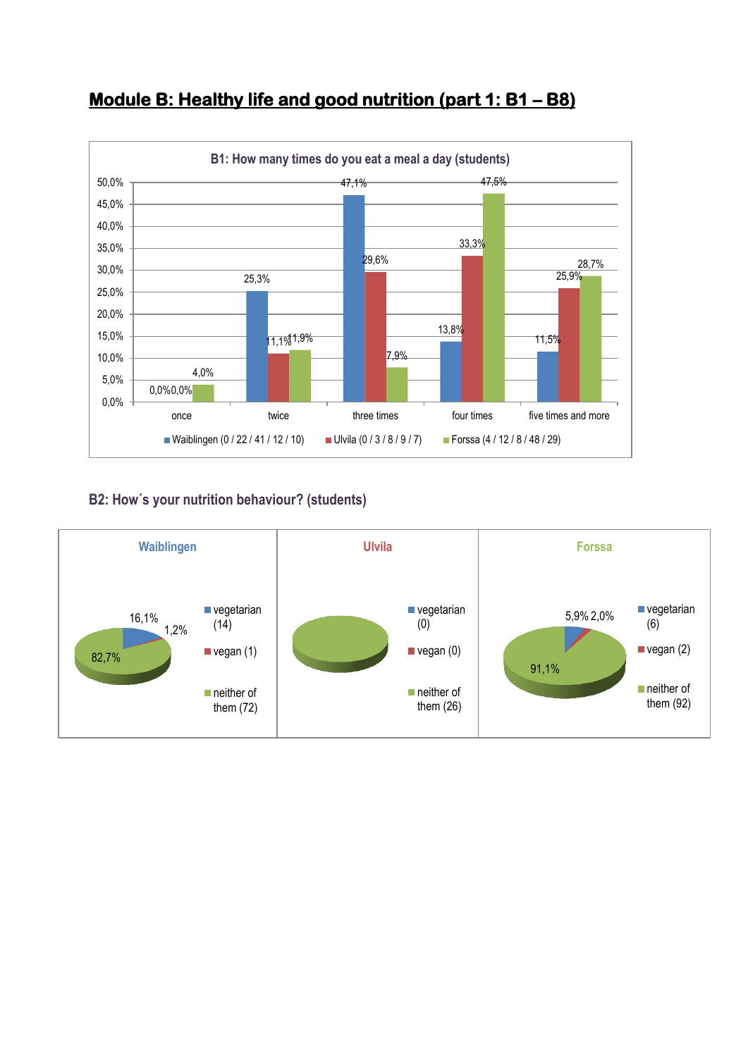# Module B: Healthy life and good nutrition (part 1: B1 – B8)

**B1: How many times do you eat a meal a day (students)**

| | once | twice | three times | four times | five times and more |
|---|---|---|---|---|---|
| Waiblingen (0 / 22 / 41 / 12 / 10) | 0,0% | 25,3% | 47,1% | 13,8% | 11,5% |
| Ulvila (0 / 3 / 8 / 9 / 7) | 0,0% | 11,1% | 29,6% | 33,3% | 25,9% |
| Forssa (4 / 12 / 8 / 48 / 29) | 4,0% | 11,9% | 7,9% | 47,5% | 28,7% |

**B2: How´s your nutrition behaviour? (students)**

| | Waiblingen | Ulvila | Forssa |
|---|---|---|---|
| vegetarian | 16,1% (14) | (0) | 5,9% (6) |
| vegan | 1,2% (1) | (0) | 2,0% (2) |
| neither of them | 82,7% (72) | (26) | 91,1% (92) |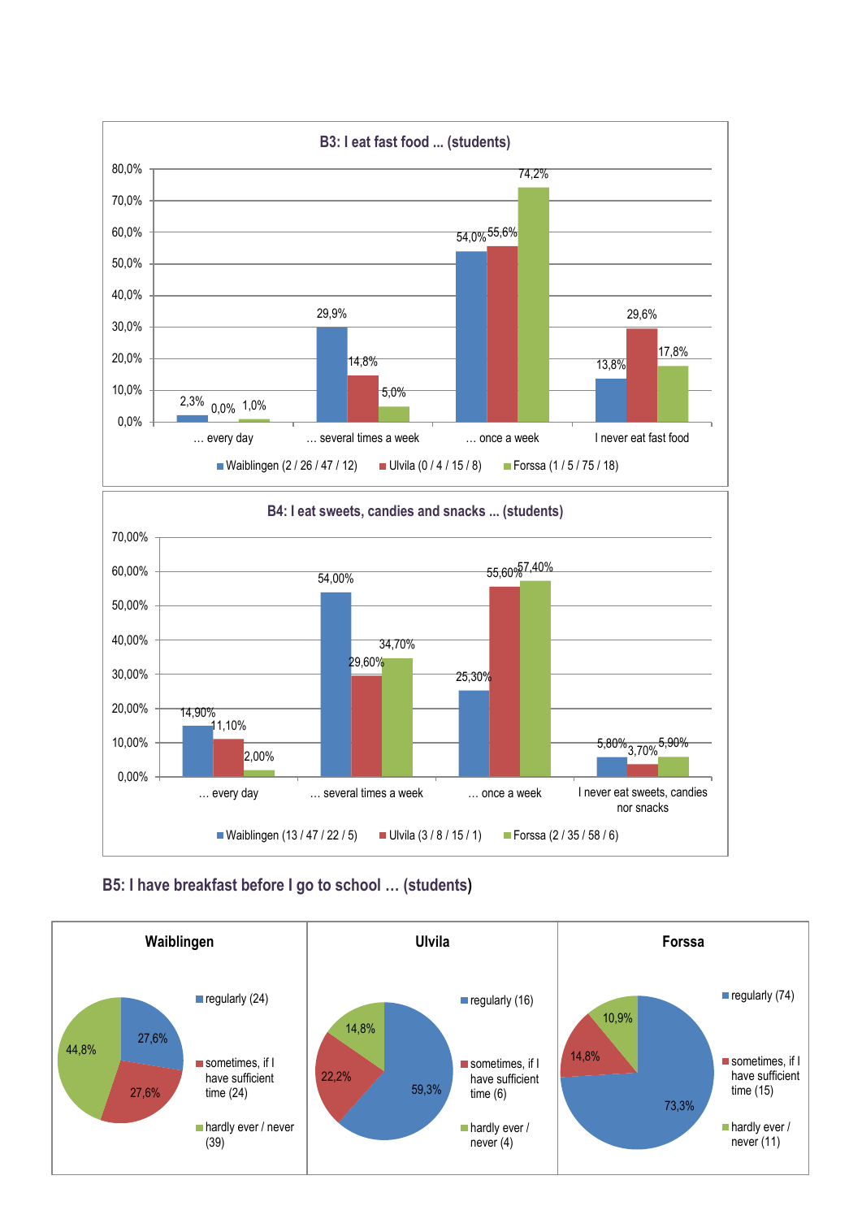**B3: I eat fast food ... (students)**

| | … every day | … several times a week | … once a week | I never eat fast food |
|---|---|---|---|---|
| Waiblingen (2 / 26 / 47 / 12) | 2,3% | 29,9% | 54,0% | 13,8% |
| Ulvila (0 / 4 / 15 / 8) | 0,0% | 14,8% | 55,6% | 29,6% |
| Forssa (1 / 5 / 75 / 18) | 1,0% | 5,0% | 74,2% | 17,8% |

**B4: I eat sweets, candies and snacks ... (students)**

| | … every day | … several times a week | … once a week | I never eat sweets, candies nor snacks |
|---|---|---|---|---|
| Waiblingen (13 / 47 / 22 / 5) | 14,90% | 54,00% | 25,30% | 5,80% |
| Ulvila (3 / 8 / 15 / 1) | 11,10% | 29,60% | 55,60% | 3,70% |
| Forssa (2 / 35 / 58 / 6) | 2,00% | 34,70% | 57,40% | 5,90% |

## B5: I have breakfast before I go to school … (students)

| | Waiblingen | Ulvila | Forssa |
|---|---|---|---|
| regularly | 27,6% (24) | 59,3% (16) | 73,3% (74) |
| sometimes, if I have sufficient time | 27,6% (24) | 22,2% (6) | 14,8% (15) |
| hardly ever / never | 44,8% (39) | 14,8% (4) | 10,9% (11) |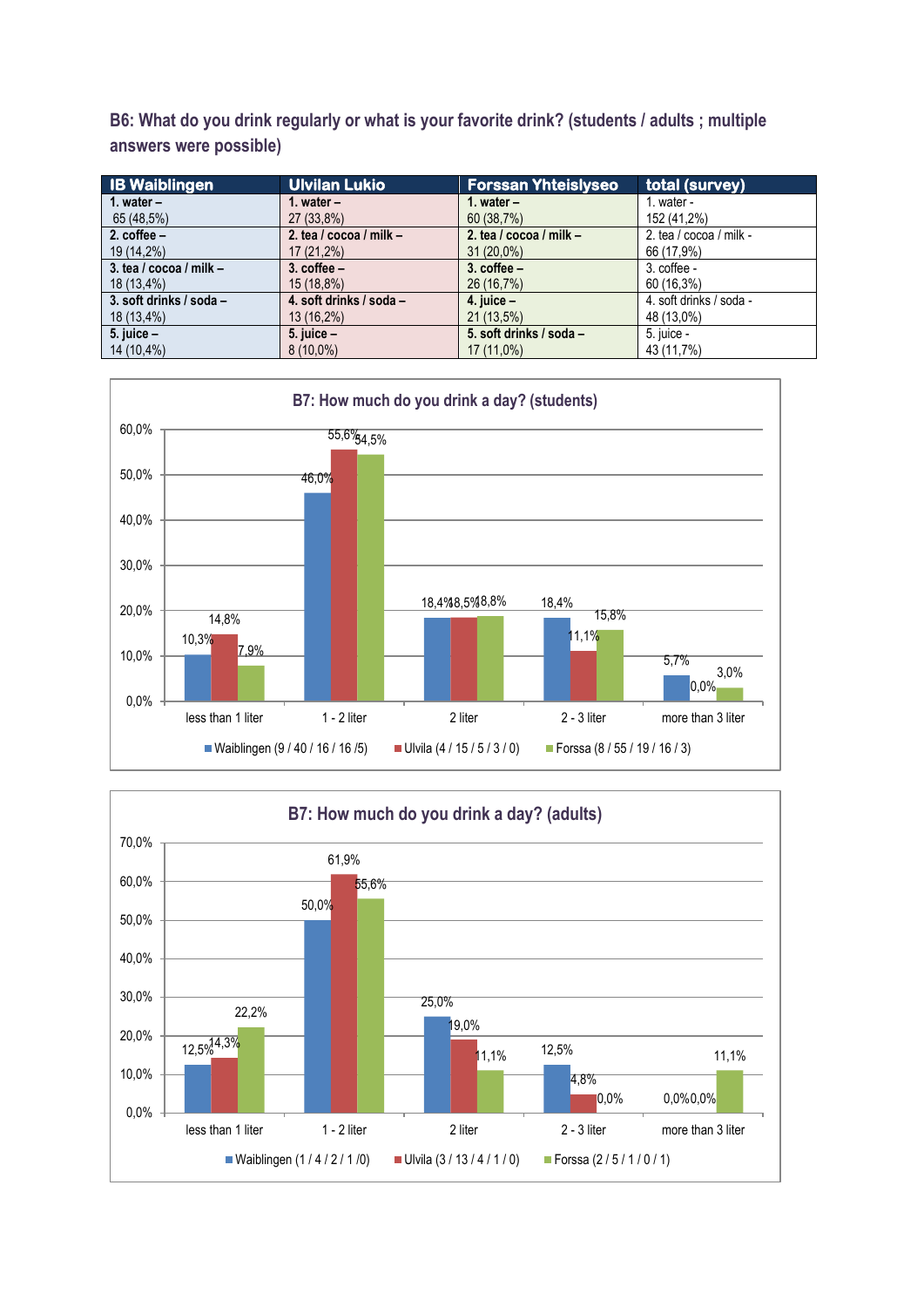**B6: What do you drink regularly or what is your favorite drink? (students / adults ; multiple answers were possible)**

| IB Waiblingen | Ulvilan Lukio | Forssan Yhteislyseo | total (survey) |
|---|---|---|---|
| **1. water –** 65 (48,5%) | **1. water –** 27 (33,8%) | **1. water –** 60 (38,7%) | 1. water - 152 (41,2%) |
| **2. coffee –** 19 (14,2%) | **2. tea / cocoa / milk –** 17 (21,2%) | **2. tea / cocoa / milk –** 31 (20,0%) | 2. tea / cocoa / milk - 66 (17,9%) |
| **3. tea / cocoa / milk –** 18 (13,4%) | **3. coffee –** 15 (18,8%) | **3. coffee –** 26 (16,7%) | 3. coffee - 60 (16,3%) |
| **3. soft drinks / soda –** 18 (13,4%) | **4. soft drinks / soda –** 13 (16,2%) | **4. juice –** 21 (13,5%) | 4. soft drinks / soda - 48 (13,0%) |
| **5. juice –** 14 (10,4%) | **5. juice –** 8 (10,0%) | **5. soft drinks / soda –** 17 (11,0%) | 5. juice - 43 (11,7%) |

**B7: How much do you drink a day? (students)**

| | less than 1 liter | 1 - 2 liter | 2 liter | 2 - 3 liter | more than 3 liter |
|---|---|---|---|---|---|
| Waiblingen (9 / 40 / 16 / 16 /5) | 10,3% | 46,0% | 18,4% | 18,4% | 5,7% |
| Ulvila (4 / 15 / 5 / 3 / 0) | 14,8% | 55,6% | 18,5% | 11,1% | 0,0% |
| Forssa (8 / 55 / 19 / 16 / 3) | 7,9% | 54,5% | 18,8% | 15,8% | 3,0% |

**B7: How much do you drink a day? (adults)**

| | less than 1 liter | 1 - 2 liter | 2 liter | 2 - 3 liter | more than 3 liter |
|---|---|---|---|---|---|
| Waiblingen (1 / 4 / 2 / 1 /0) | 12,5% | 50,0% | 25,0% | 12,5% | 0,0% |
| Ulvila (3 / 13 / 4 / 1 / 0) | 14,3% | 61,9% | 19,0% | 4,8% | 0,0% |
| Forssa (2 / 5 / 1 / 0 / 1) | 22,2% | 55,6% | 11,1% | 0,0% | 11,1% |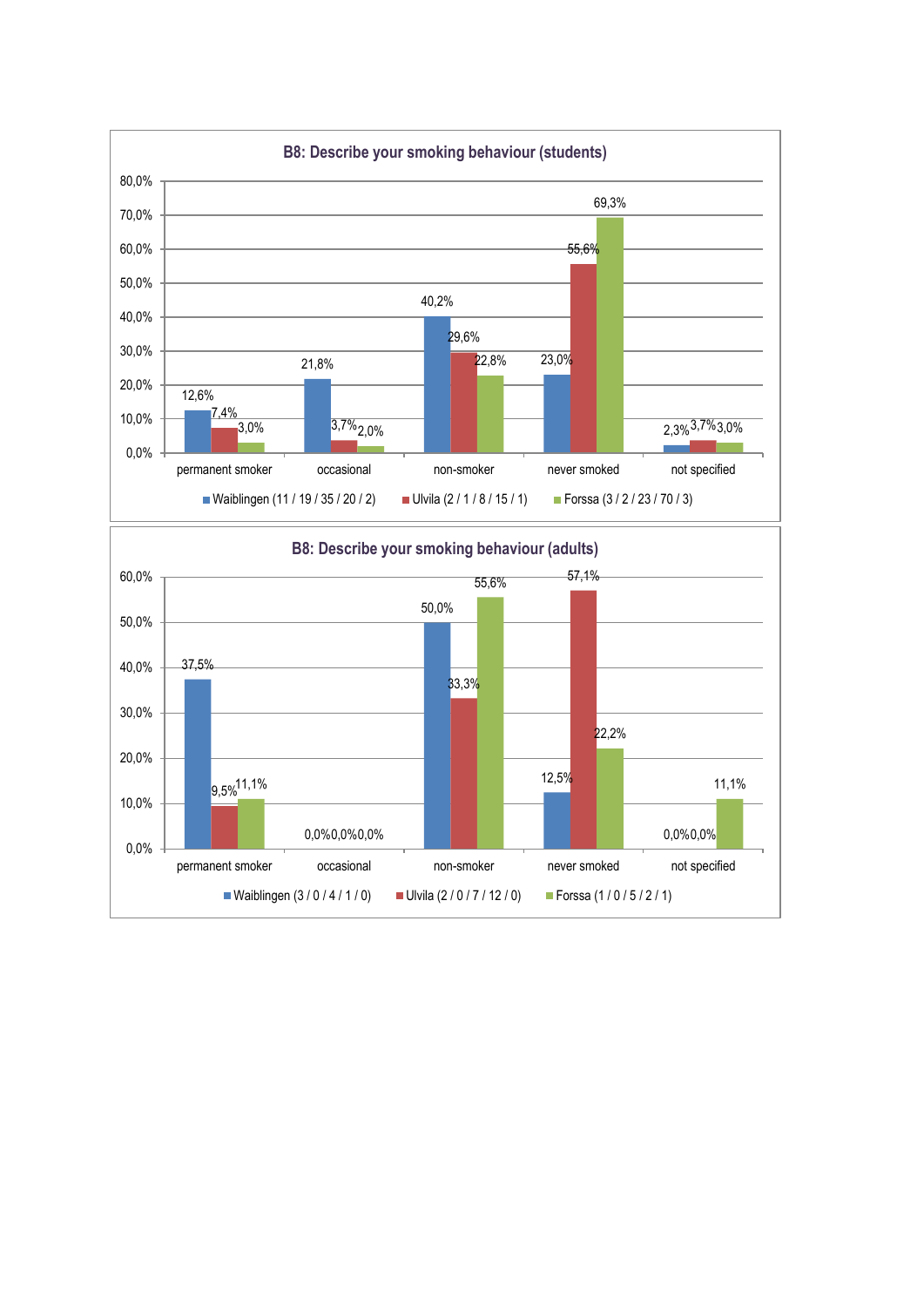**B8: Describe your smoking behaviour (students)**

| | permanent smoker | occasional | non-smoker | never smoked | not specified |
|---|---|---|---|---|---|
| Waiblingen (11 / 19 / 35 / 20 / 2) | 12,6% | 21,8% | 40,2% | 23,0% | 2,3% |
| Ulvila (2 / 1 / 8 / 15 / 1) | 7,4% | 3,7% | 29,6% | 55,6% | 3,7% |
| Forssa (3 / 2 / 23 / 70 / 3) | 3,0% | 2,0% | 22,8% | 69,3% | 3,0% |

**B8: Describe your smoking behaviour (adults)**

| | permanent smoker | occasional | non-smoker | never smoked | not specified |
|---|---|---|---|---|---|
| Waiblingen (3 / 0 / 4 / 1 / 0) | 37,5% | 0,0% | 50,0% | 12,5% | 0,0% |
| Ulvila (2 / 0 / 7 / 12 / 0) | 9,5% | 0,0% | 33,3% | 57,1% | 0,0% |
| Forssa (1 / 0 / 5 / 2 / 1) | 11,1% | 0,0% | 55,6% | 22,2% | 11,1% |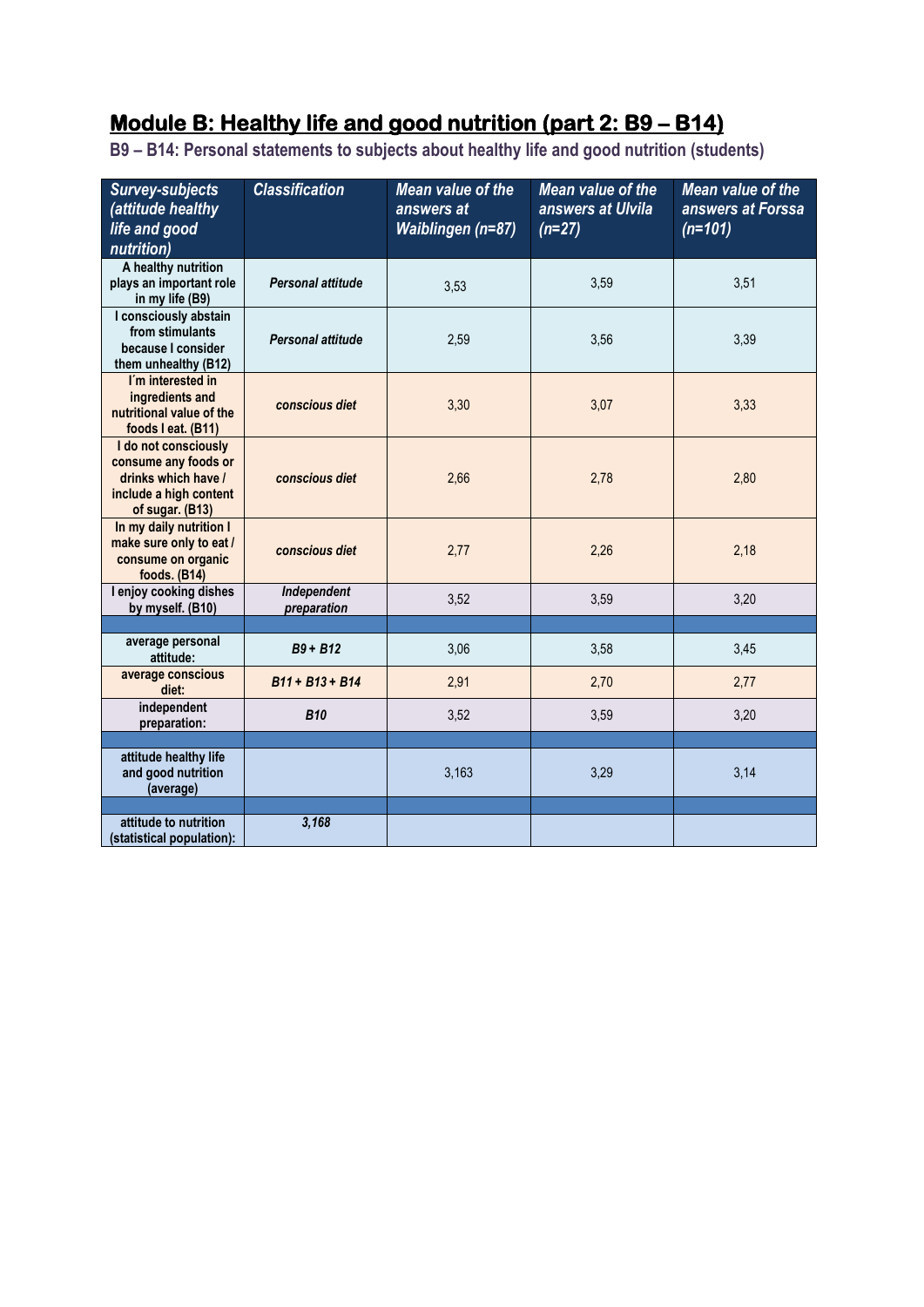## Module B: Healthy life and good nutrition (part 2: B9 – B14)

**B9 – B14: Personal statements to subjects about healthy life and good nutrition (students)**

| *Survey-subjects (attitude healthy life and good nutrition)* | *Classification* | *Mean value of the answers at Waiblingen (n=87)* | *Mean value of the answers at Ulvila (n=27)* | *Mean value of the answers at Forssa (n=101)* |
|---|---|---|---|---|
| **A healthy nutrition plays an important role in my life (B9)** | ***Personal attitude*** | 3,53 | 3,59 | 3,51 |
| **I consciously abstain from stimulants because I consider them unhealthy (B12)** | ***Personal attitude*** | 2,59 | 3,56 | 3,39 |
| **I´m interested in ingredients and nutritional value of the foods I eat. (B11)** | ***conscious diet*** | 3,30 | 3,07 | 3,33 |
| **I do not consciously consume any foods or drinks which have / include a high content of sugar. (B13)** | ***conscious diet*** | 2,66 | 2,78 | 2,80 |
| **In my daily nutrition I make sure only to eat / consume on organic foods. (B14)** | ***conscious diet*** | 2,77 | 2,26 | 2,18 |
| **I enjoy cooking dishes by myself. (B10)** | ***Independent preparation*** | 3,52 | 3,59 | 3,20 |
| | | | | |
| **average personal attitude:** | ***B9 + B12*** | 3,06 | 3,58 | 3,45 |
| **average conscious diet:** | ***B11 + B13 + B14*** | 2,91 | 2,70 | 2,77 |
| **independent preparation:** | ***B10*** | 3,52 | 3,59 | 3,20 |
| | | | | |
| **attitude healthy life and good nutrition (average)** | | 3,163 | 3,29 | 3,14 |
| | | | | |
| **attitude to nutrition (statistical population):** | ***3,168*** | | | |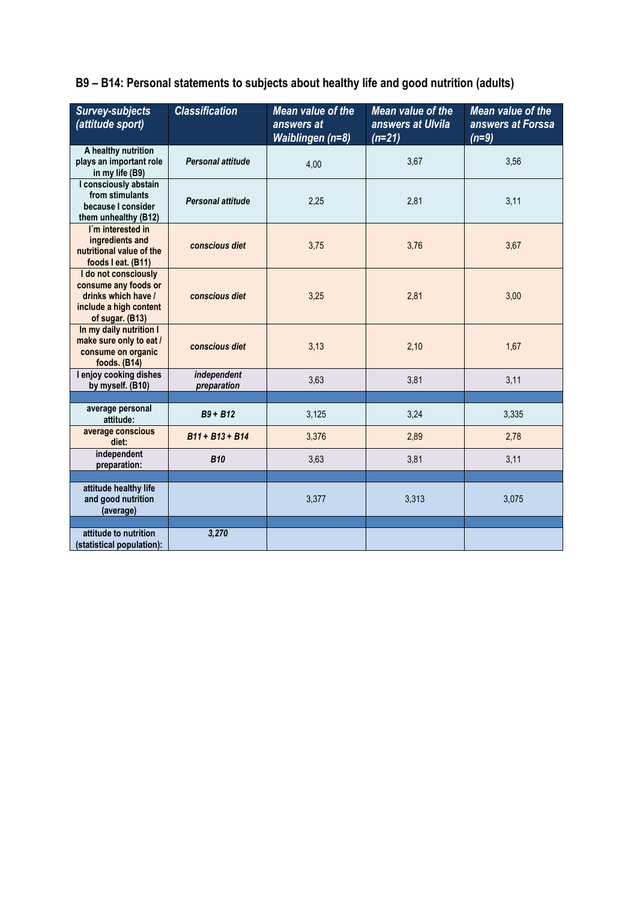## B9 – B14: Personal statements to subjects about healthy life and good nutrition (adults)

| *Survey-subjects (attitude sport)* | *Classification* | *Mean value of the answers at Waiblingen (n=8)* | *Mean value of the answers at Ulvila (n=21)* | *Mean value of the answers at Forssa (n=9)* |
|---|---|---|---|---|
| **A healthy nutrition plays an important role in my life (B9)** | ***Personal attitude*** | 4,00 | 3,67 | 3,56 |
| **I consciously abstain from stimulants because I consider them unhealthy (B12)** | ***Personal attitude*** | 2,25 | 2,81 | 3,11 |
| **I´m interested in ingredients and nutritional value of the foods I eat. (B11)** | ***conscious diet*** | 3,75 | 3,76 | 3,67 |
| **I do not consciously consume any foods or drinks which have / include a high content of sugar. (B13)** | ***conscious diet*** | 3,25 | 2,81 | 3,00 |
| **In my daily nutrition I make sure only to eat / consume on organic foods. (B14)** | ***conscious diet*** | 3,13 | 2,10 | 1,67 |
| **I enjoy cooking dishes by myself. (B10)** | ***independent preparation*** | 3,63 | 3,81 | 3,11 |
| | | | | |
| **average personal attitude:** | ***B9 + B12*** | 3,125 | 3,24 | 3,335 |
| **average conscious diet:** | ***B11 + B13 + B14*** | 3,376 | 2,89 | 2,78 |
| **independent preparation:** | ***B10*** | 3,63 | 3,81 | 3,11 |
| | | | | |
| **attitude healthy life and good nutrition (average)** | | 3,377 | 3,313 | 3,075 |
| | | | | |
| **attitude to nutrition (statistical population):** | ***3,270*** | | | |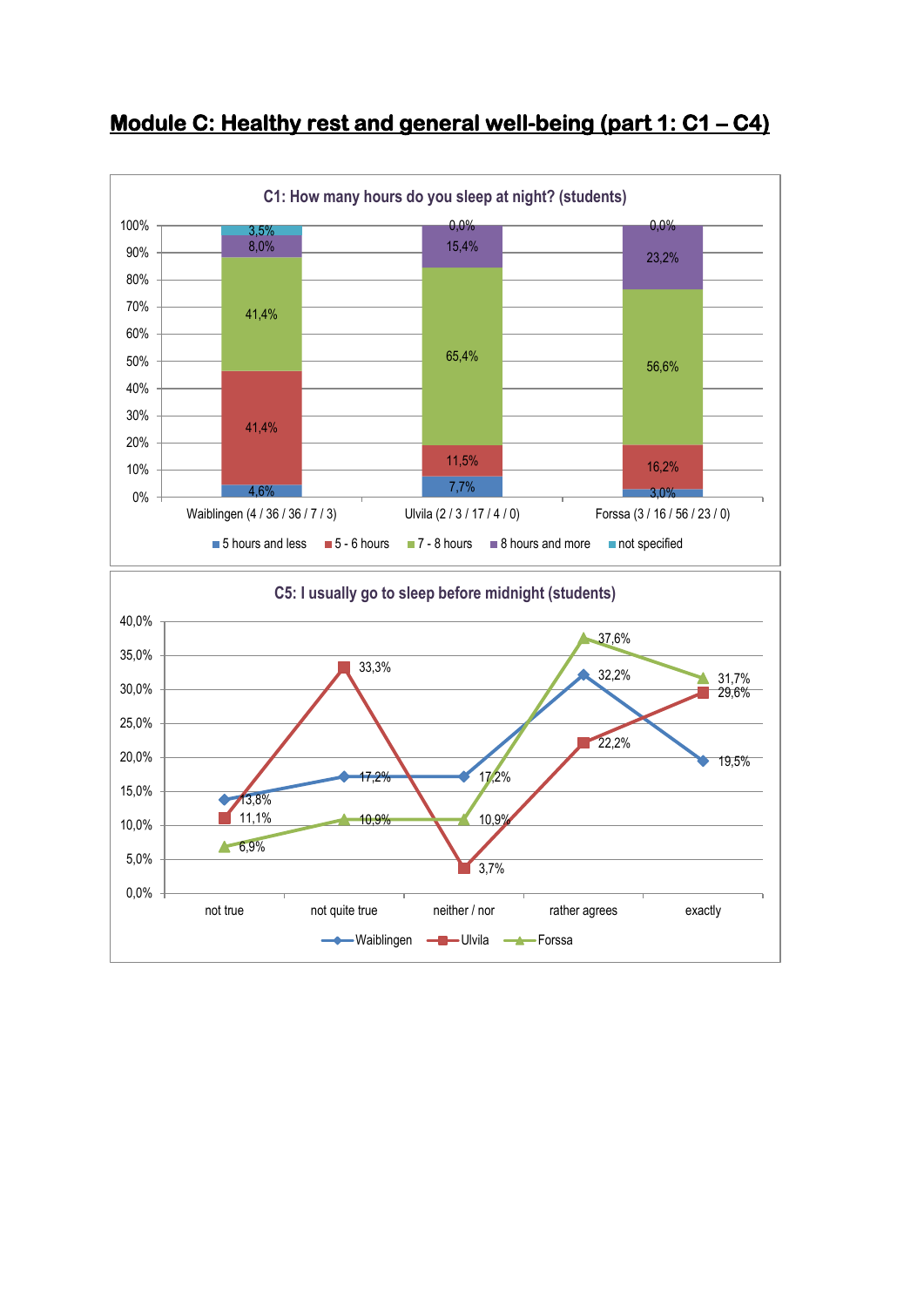# Module C: Healthy rest and general well-being (part 1: C1 – C4)

**C1: How many hours do you sleep at night? (students)**

| | 5 hours and less | 5 - 6 hours | 7 - 8 hours | 8 hours and more | not specified |
|---|---|---|---|---|---|
| Waiblingen (4 / 36 / 36 / 7 / 3) | 4,6% | 41,4% | 41,4% | 8,0% | 3,5% |
| Ulvila (2 / 3 / 17 / 4 / 0) | 7,7% | 11,5% | 65,4% | 15,4% | 0,0% |
| Forssa (3 / 16 / 56 / 23 / 0) | 3,0% | 16,2% | 56,6% | 23,2% | 0,0% |

**C5: I usually go to sleep before midnight (students)**

| | not true | not quite true | neither / nor | rather agrees | exactly |
|---|---|---|---|---|---|
| Waiblingen | 13,8% | 17,2% | 17,2% | 32,2% | 19,5% |
| Ulvila | 11,1% | 33,3% | 3,7% | 22,2% | 29,6% |
| Forssa | 6,9% | 10,9% | 10,9% | 37,6% | 31,7% |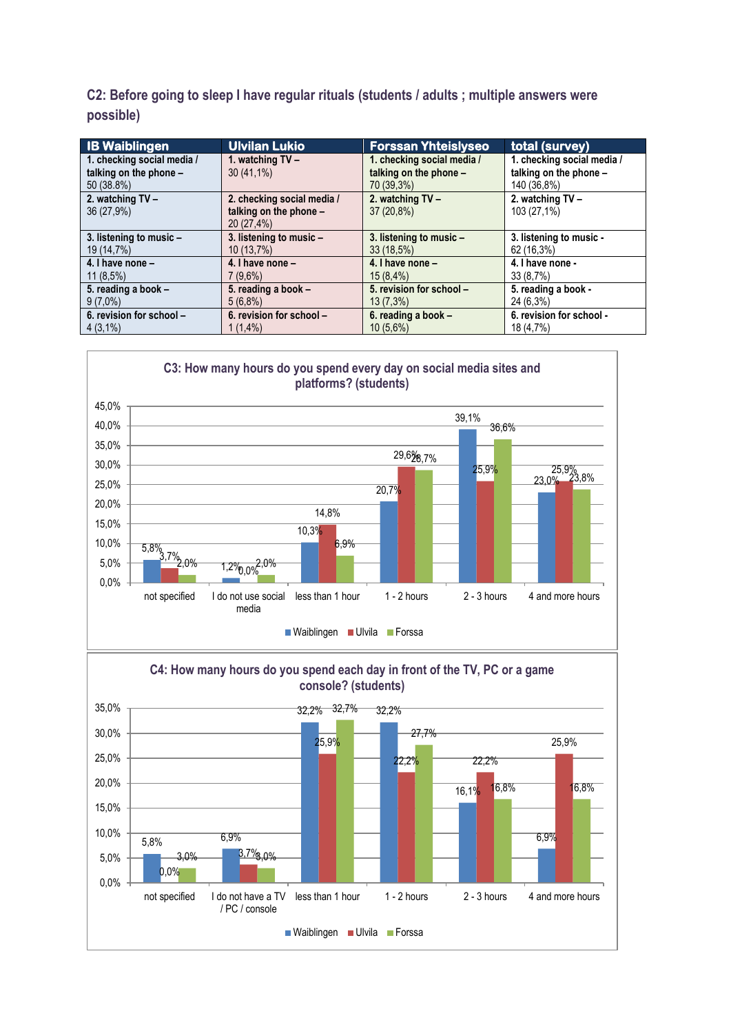**C2: Before going to sleep I have regular rituals (students / adults ; multiple answers were possible)**

| IB Waiblingen | Ulvilan Lukio | Forssan Yhteislyseo | total (survey) |
|---|---|---|---|
| **1. checking social media / talking on the phone –** 50 (38.8%) | **1. watching TV –** 30 (41,1%) | **1. checking social media / talking on the phone –** 70 (39,3%) | **1. checking social media / talking on the phone –** 140 (36,8%) |
| **2. watching TV –** 36 (27,9%) | **2. checking social media / talking on the phone –** 20 (27,4%) | **2. watching TV –** 37 (20,8%) | **2. watching TV –** 103 (27,1%) |
| **3. listening to music –** 19 (14,7%) | **3. listening to music –** 10 (13,7%) | **3. listening to music –** 33 (18,5%) | **3. listening to music -** 62 (16,3%) |
| **4. I have none –** 11 (8,5%) | **4. I have none –** 7 (9,6%) | **4. I have none –** 15 (8,4%) | **4. I have none -** 33 (8,7%) |
| **5. reading a book –** 9 (7,0%) | **5. reading a book –** 5 (6,8%) | **5. revision for school –** 13 (7,3%) | **5. reading a book -** 24 (6,3%) |
| **6. revision for school –** 4 (3,1%) | **6. revision for school –** 1 (1,4%) | **6. reading a book –** 10 (5,6%) | **6. revision for school -** 18 (4,7%) |

**C3: How many hours do you spend every day on social media sites and platforms? (students)**

| | Waiblingen | Ulvila | Forssa |
|---|---|---|---|
| not specified | 5,8% | 3,7% | 2,0% |
| I do not use social media | 1,2% | 0,0% | 2,0% |
| less than 1 hour | 10,3% | 14,8% | 6,9% |
| 1 - 2 hours | 20,7% | 29,6% | 28,7% |
| 2 - 3 hours | 39,1% | 25,9% | 36,6% |
| 4 and more hours | 23,0% | 25,9% | 23,8% |

**C4: How many hours do you spend each day in front of the TV, PC or a game console? (students)**

| | Waiblingen | Ulvila | Forssa |
|---|---|---|---|
| not specified | 5,8% | 0,0% | 3,0% |
| I do not have a TV / PC / console | 6,9% | 3,7% | 3,0% |
| less than 1 hour | 32,2% | 25,9% | 32,7% |
| 1 - 2 hours | 32,2% | 22,2% | 27,7% |
| 2 - 3 hours | 16,1% | 22,2% | 16,8% |
| 4 and more hours | 6,9% | 25,9% | 16,8% |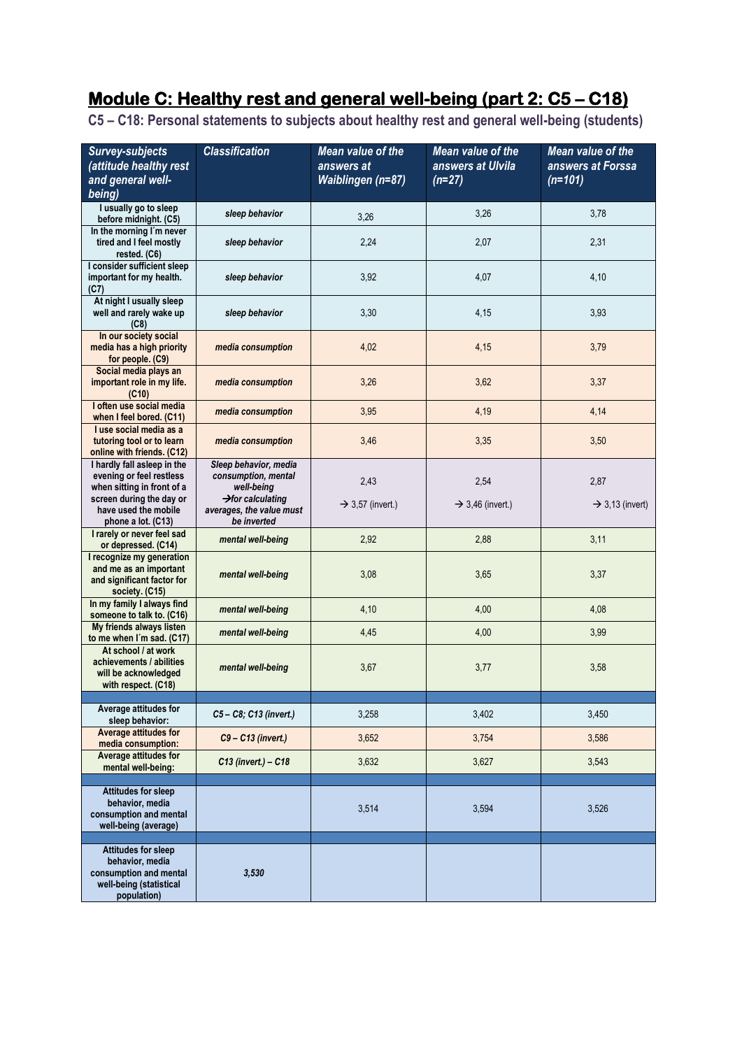# Module C: Healthy rest and general well-being (part 2: C5 – C18)

## C5 – C18: Personal statements to subjects about healthy rest and general well-being (students)

| *Survey-subjects (attitude healthy rest and general well-being)* | *Classification* | *Mean value of the answers at Waiblingen (n=87)* | *Mean value of the answers at Ulvila (n=27)* | *Mean value of the answers at Forssa (n=101)* |
|---|---|---|---|---|
| I usually go to sleep before midnight. (C5) | *sleep behavior* | 3,26 | 3,26 | 3,78 |
| In the morning I´m never tired and I feel mostly rested. (C6) | *sleep behavior* | 2,24 | 2,07 | 2,31 |
| I consider sufficient sleep important for my health. (C7) | *sleep behavior* | 3,92 | 4,07 | 4,10 |
| At night I usually sleep well and rarely wake up (C8) | *sleep behavior* | 3,30 | 4,15 | 3,93 |
| In our society social media has a high priority for people. (C9) | *media consumption* | 4,02 | 4,15 | 3,79 |
| Social media plays an important role in my life. (C10) | *media consumption* | 3,26 | 3,62 | 3,37 |
| I often use social media when I feel bored. (C11) | *media consumption* | 3,95 | 4,19 | 4,14 |
| I use social media as a tutoring tool or to learn online with friends. (C12) | *media consumption* | 3,46 | 3,35 | 3,50 |
| I hardly fall asleep in the evening or feel restless when sitting in front of a screen during the day or have used the mobile phone a lot. (C13) | *Sleep behavior, media consumption, mental well-being →for calculating averages, the value must be inverted* | 2,43 → 3,57 (invert.) | 2,54 → 3,46 (invert.) | 2,87 → 3,13 (invert) |
| I rarely or never feel sad or depressed. (C14) | *mental well-being* | 2,92 | 2,88 | 3,11 |
| I recognize my generation and me as an important and significant factor for society. (C15) | *mental well-being* | 3,08 | 3,65 | 3,37 |
| In my family I always find someone to talk to. (C16) | *mental well-being* | 4,10 | 4,00 | 4,08 |
| My friends always listen to me when I´m sad. (C17) | *mental well-being* | 4,45 | 4,00 | 3,99 |
| At school / at work achievements / abilities will be acknowledged with respect. (C18) | *mental well-being* | 3,67 | 3,77 | 3,58 |
| | | | | |
| Average attitudes for sleep behavior: | *C5 – C8; C13 (invert.)* | 3,258 | 3,402 | 3,450 |
| Average attitudes for media consumption: | *C9 – C13 (invert.)* | 3,652 | 3,754 | 3,586 |
| Average attitudes for mental well-being: | *C13 (invert.) – C18* | 3,632 | 3,627 | 3,543 |
| | | | | |
| Attitudes for sleep behavior, media consumption and mental well-being (average) | | 3,514 | 3,594 | 3,526 |
| | | | | |
| Attitudes for sleep behavior, media consumption and mental well-being (statistical population) | *3,530* | | | |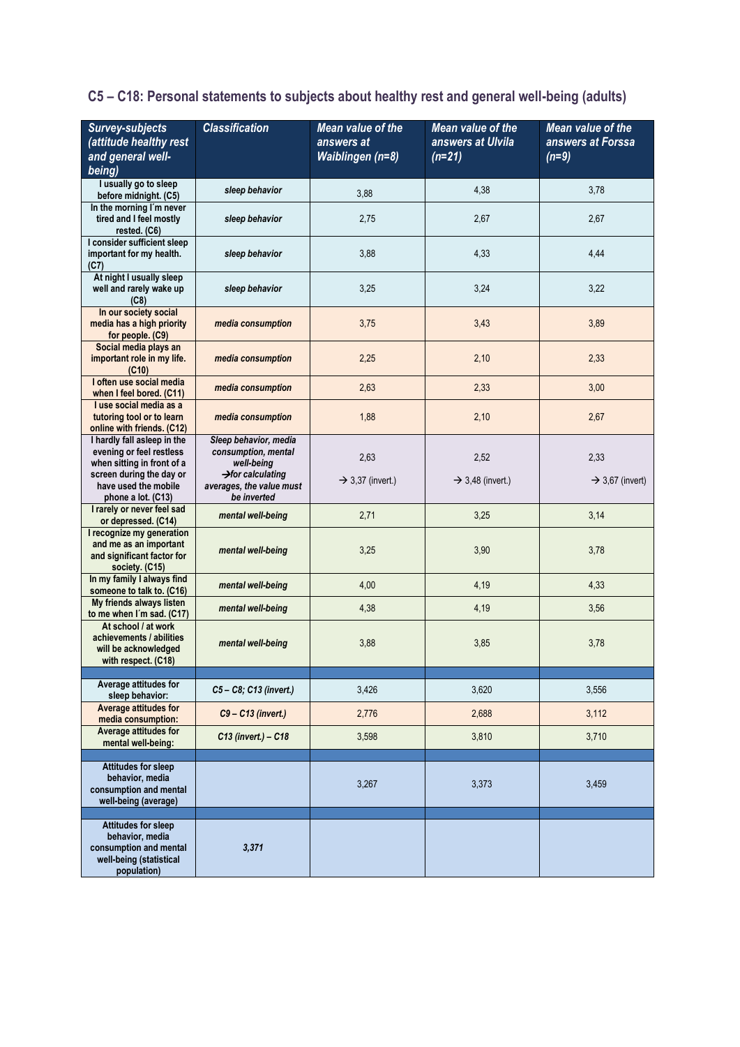## C5 – C18: Personal statements to subjects about healthy rest and general well-being (adults)

| *Survey-subjects (attitude healthy rest and general well-being)* | *Classification* | *Mean value of the answers at Waiblingen (n=8)* | *Mean value of the answers at Ulvila (n=21)* | *Mean value of the answers at Forssa (n=9)* |
|---|---|---|---|---|
| **I usually go to sleep before midnight. (C5)** | ***sleep behavior*** | 3,88 | 4,38 | 3,78 |
| **In the morning I´m never tired and I feel mostly rested. (C6)** | ***sleep behavior*** | 2,75 | 2,67 | 2,67 |
| **I consider sufficient sleep important for my health. (C7)** | ***sleep behavior*** | 3,88 | 4,33 | 4,44 |
| **At night I usually sleep well and rarely wake up (C8)** | ***sleep behavior*** | 3,25 | 3,24 | 3,22 |
| **In our society social media has a high priority for people. (C9)** | ***media consumption*** | 3,75 | 3,43 | 3,89 |
| **Social media plays an important role in my life. (C10)** | ***media consumption*** | 2,25 | 2,10 | 2,33 |
| **I often use social media when I feel bored. (C11)** | ***media consumption*** | 2,63 | 2,33 | 3,00 |
| **I use social media as a tutoring tool or to learn online with friends. (C12)** | ***media consumption*** | 1,88 | 2,10 | 2,67 |
| **I hardly fall asleep in the evening or feel restless when sitting in front of a screen during the day or have used the mobile phone a lot. (C13)** | ***Sleep behavior, media consumption, mental well-being →for calculating averages, the value must be inverted*** | 2,63 → 3,37 (invert.) | 2,52 → 3,48 (invert.) | 2,33 → 3,67 (invert) |
| **I rarely or never feel sad or depressed. (C14)** | ***mental well-being*** | 2,71 | 3,25 | 3,14 |
| **I recognize my generation and me as an important and significant factor for society. (C15)** | ***mental well-being*** | 3,25 | 3,90 | 3,78 |
| **In my family I always find someone to talk to. (C16)** | ***mental well-being*** | 4,00 | 4,19 | 4,33 |
| **My friends always listen to me when I´m sad. (C17)** | ***mental well-being*** | 4,38 | 4,19 | 3,56 |
| **At school / at work achievements / abilities will be acknowledged with respect. (C18)** | ***mental well-being*** | 3,88 | 3,85 | 3,78 |
| | | | | |
| **Average attitudes for sleep behavior:** | ***C5 – C8; C13 (invert.)*** | 3,426 | 3,620 | 3,556 |
| **Average attitudes for media consumption:** | ***C9 – C13 (invert.)*** | 2,776 | 2,688 | 3,112 |
| **Average attitudes for mental well-being:** | ***C13 (invert.) – C18*** | 3,598 | 3,810 | 3,710 |
| | | | | |
| **Attitudes for sleep behavior, media consumption and mental well-being (average)** | | 3,267 | 3,373 | 3,459 |
| | | | | |
| **Attitudes for sleep behavior, media consumption and mental well-being (statistical population)** | ***3,371*** | | | |